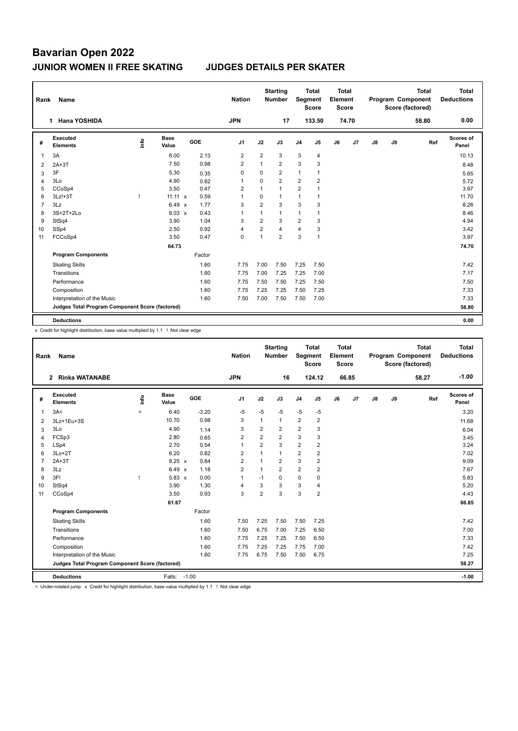# Bavarian Open 2022

## JUNIOR WOMEN II FREE SKATING JUDGES DETAILS PER SKATER

| Rank | Name | Nation | Starting Number | Total Segment Score | Total Element Score | Total Program Component Score (factored) | Total Deductions |
|---|---|---|---|---|---|---|---|
| 1 | Hana YOSHIDA | JPN | 17 | 133.50 | 74.70 | 58.80 | 0.00 |

| # | Executed Elements | Info | Base Value | | GOE | J1 | J2 | J3 | J4 | J5 | J6 | J7 | J8 | J9 | Ref | Scores of Panel |
|---|---|---|---|---|---|---|---|---|---|---|---|---|---|---|---|---|
| 1 | 3A | | 8.00 | | 2.13 | 2 | 2 | 3 | 3 | 4 | | | | | | 10.13 |
| 2 | 2A+3T | | 7.50 | | 0.98 | 2 | 1 | 2 | 3 | 3 | | | | | | 8.48 |
| 3 | 3F | | 5.30 | | 0.35 | 0 | 0 | 2 | 1 | 1 | | | | | | 5.65 |
| 4 | 3Lo | | 4.90 | | 0.82 | 1 | 0 | 2 | 2 | 2 | | | | | | 5.72 |
| 5 | CCoSp4 | | 3.50 | | 0.47 | 2 | 1 | 1 | 2 | 1 | | | | | | 3.97 |
| 6 | 3Lz!+3T | ! | 11.11 | x | 0.59 | 1 | 0 | 1 | 1 | 1 | | | | | | 11.70 |
| 7 | 3Lz | | 6.49 | x | 1.77 | 3 | 2 | 3 | 3 | 3 | | | | | | 8.26 |
| 8 | 3S+2T+2Lo | | 8.03 | x | 0.43 | 1 | 1 | 1 | 1 | 1 | | | | | | 8.46 |
| 9 | StSq4 | | 3.90 | | 1.04 | 3 | 2 | 3 | 2 | 3 | | | | | | 4.94 |
| 10 | SSp4 | | 2.50 | | 0.92 | 4 | 2 | 4 | 4 | 3 | | | | | | 3.42 |
| 11 | FCCoSp4 | | 3.50 | | 0.47 | 0 | 1 | 2 | 3 | 1 | | | | | | 3.97 |
| | | | 64.73 | | | | | | | | | | | | | 74.70 |
| | **Program Components** | | | | Factor | | | | | | | | | | | |
| | Skating Skills | | | | 1.60 | 7.75 | 7.00 | 7.50 | 7.25 | 7.50 | | | | | | 7.42 |
| | Transitions | | | | 1.60 | 7.75 | 7.00 | 7.25 | 7.25 | 7.00 | | | | | | 7.17 |
| | Performance | | | | 1.60 | 7.75 | 7.50 | 7.50 | 7.25 | 7.50 | | | | | | 7.50 |
| | Composition | | | | 1.60 | 7.75 | 7.25 | 7.25 | 7.50 | 7.25 | | | | | | 7.33 |
| | Interpretation of the Music | | | | 1.60 | 7.50 | 7.00 | 7.50 | 7.50 | 7.00 | | | | | | 7.33 |
| | **Judges Total Program Component Score (factored)** | | | | | | | | | | | | | | | 58.80 |
| | **Deductions** | | | | | | | | | | | | | | | 0.00 |

x Credit for highlight distribution, base value multiplied by 1.1 ! Not clear edge

| Rank | Name | Nation | Starting Number | Total Segment Score | Total Element Score | Total Program Component Score (factored) | Total Deductions |
|---|---|---|---|---|---|---|---|
| 2 | Rinka WATANABE | JPN | 16 | 124.12 | 66.85 | 58.27 | -1.00 |

| # | Executed Elements | Info | Base Value | | GOE | J1 | J2 | J3 | J4 | J5 | J6 | J7 | J8 | J9 | Ref | Scores of Panel |
|---|---|---|---|---|---|---|---|---|---|---|---|---|---|---|---|---|
| 1 | 3A< | < | 6.40 | | -3.20 | -5 | -5 | -5 | -5 | -5 | | | | | | 3.20 |
| 2 | 3Lz+1Eu+3S | | 10.70 | | 0.98 | 3 | 1 | 1 | 2 | 2 | | | | | | 11.68 |
| 3 | 3Lo | | 4.90 | | 1.14 | 3 | 2 | 2 | 2 | 3 | | | | | | 6.04 |
| 4 | FCSp3 | | 2.80 | | 0.65 | 2 | 2 | 2 | 3 | 3 | | | | | | 3.45 |
| 5 | LSp4 | | 2.70 | | 0.54 | 1 | 2 | 3 | 2 | 2 | | | | | | 3.24 |
| 6 | 3Lo+2T | | 6.20 | | 0.82 | 2 | 1 | 1 | 2 | 2 | | | | | | 7.02 |
| 7 | 2A+3T | | 8.25 | x | 0.84 | 2 | 1 | 2 | 3 | 2 | | | | | | 9.09 |
| 8 | 3Lz | | 6.49 | x | 1.18 | 2 | 1 | 2 | 2 | 2 | | | | | | 7.67 |
| 9 | 3F! | ! | 5.83 | x | 0.00 | 1 | -1 | 0 | 0 | 0 | | | | | | 5.83 |
| 10 | StSq4 | | 3.90 | | 1.30 | 4 | 3 | 3 | 3 | 4 | | | | | | 5.20 |
| 11 | CCoSp4 | | 3.50 | | 0.93 | 3 | 2 | 3 | 3 | 2 | | | | | | 4.43 |
| | | | 61.67 | | | | | | | | | | | | | 66.85 |
| | **Program Components** | | | | Factor | | | | | | | | | | | |
| | Skating Skills | | | | 1.60 | 7.50 | 7.25 | 7.50 | 7.50 | 7.25 | | | | | | 7.42 |
| | Transitions | | | | 1.60 | 7.50 | 6.75 | 7.00 | 7.25 | 6.50 | | | | | | 7.00 |
| | Performance | | | | 1.60 | 7.75 | 7.25 | 7.25 | 7.50 | 6.50 | | | | | | 7.33 |
| | Composition | | | | 1.60 | 7.75 | 7.25 | 7.25 | 7.75 | 7.00 | | | | | | 7.42 |
| | Interpretation of the Music | | | | 1.60 | 7.75 | 6.75 | 7.50 | 7.50 | 6.75 | | | | | | 7.25 |
| | **Judges Total Program Component Score (factored)** | | | | | | | | | | | | | | | 58.27 |
| | **Deductions** | | Falls: -1.00 | | | | | | | | | | | | | -1.00 |

< Under-rotated jump x Credit for highlight distribution, base value multiplied by 1.1 ! Not clear edge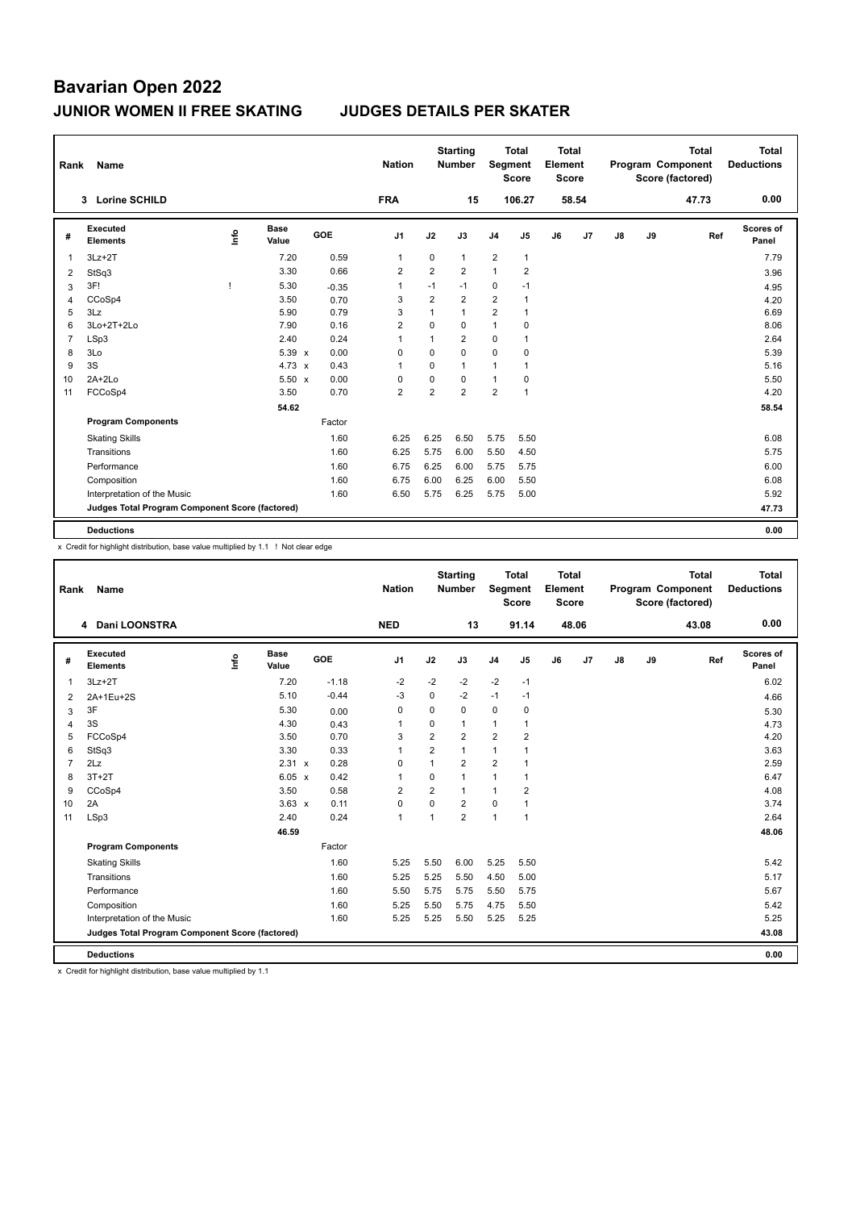# Bavarian Open 2022

## JUNIOR WOMEN II FREE SKATING JUDGES DETAILS PER SKATER

| Rank | Name | Nation | Starting Number | Total Segment Score | Total Element Score | Total Program Component Score (factored) | Total Deductions |
|---|---|---|---|---|---|---|---|
| 3 | Lorine SCHILD | FRA | 15 | 106.27 | 58.54 | 47.73 | 0.00 |

| # | Executed Elements | Info | Base Value | | GOE | J1 | J2 | J3 | J4 | J5 | J6 | J7 | J8 | J9 | Ref | Scores of Panel |
|---|---|---|---|---|---|---|---|---|---|---|---|---|---|---|---|---|
| 1 | 3Lz+2T | | 7.20 | | 0.59 | 1 | 0 | 1 | 2 | 1 | | | | | | 7.79 |
| 2 | StSq3 | | 3.30 | | 0.66 | 2 | 2 | 2 | 1 | 2 | | | | | | 3.96 |
| 3 | 3F! | ! | 5.30 | | -0.35 | 1 | -1 | -1 | 0 | -1 | | | | | | 4.95 |
| 4 | CCoSp4 | | 3.50 | | 0.70 | 3 | 2 | 2 | 2 | 1 | | | | | | 4.20 |
| 5 | 3Lz | | 5.90 | | 0.79 | 3 | 1 | 1 | 2 | 1 | | | | | | 6.69 |
| 6 | 3Lo+2T+2Lo | | 7.90 | | 0.16 | 2 | 0 | 0 | 1 | 0 | | | | | | 8.06 |
| 7 | LSp3 | | 2.40 | | 0.24 | 1 | 1 | 2 | 0 | 1 | | | | | | 2.64 |
| 8 | 3Lo | | 5.39 | x | 0.00 | 0 | 0 | 0 | 0 | 0 | | | | | | 5.39 |
| 9 | 3S | | 4.73 | x | 0.43 | 1 | 0 | 1 | 1 | 1 | | | | | | 5.16 |
| 10 | 2A+2Lo | | 5.50 | x | 0.00 | 0 | 0 | 0 | 1 | 0 | | | | | | 5.50 |
| 11 | FCCoSp4 | | 3.50 | | 0.70 | 2 | 2 | 2 | 2 | 1 | | | | | | 4.20 |
| | | | 54.62 | | | | | | | | | | | | | 58.54 |
| | **Program Components** | | | | Factor | | | | | | | | | | | |
| | Skating Skills | | | | 1.60 | 6.25 | 6.25 | 6.50 | 5.75 | 5.50 | | | | | | 6.08 |
| | Transitions | | | | 1.60 | 6.25 | 5.75 | 6.00 | 5.50 | 4.50 | | | | | | 5.75 |
| | Performance | | | | 1.60 | 6.75 | 6.25 | 6.00 | 5.75 | 5.75 | | | | | | 6.00 |
| | Composition | | | | 1.60 | 6.75 | 6.00 | 6.25 | 6.00 | 5.50 | | | | | | 6.08 |
| | Interpretation of the Music | | | | 1.60 | 6.50 | 5.75 | 6.25 | 5.75 | 5.00 | | | | | | 5.92 |
| | **Judges Total Program Component Score (factored)** | | | | | | | | | | | | | | | 47.73 |
| | **Deductions** | | | | | | | | | | | | | | | 0.00 |

x Credit for highlight distribution, base value multiplied by 1.1 ! Not clear edge

| Rank | Name | Nation | Starting Number | Total Segment Score | Total Element Score | Total Program Component Score (factored) | Total Deductions |
|---|---|---|---|---|---|---|---|
| 4 | Dani LOONSTRA | NED | 13 | 91.14 | 48.06 | 43.08 | 0.00 |

| # | Executed Elements | Info | Base Value | | GOE | J1 | J2 | J3 | J4 | J5 | J6 | J7 | J8 | J9 | Ref | Scores of Panel |
|---|---|---|---|---|---|---|---|---|---|---|---|---|---|---|---|---|
| 1 | 3Lz+2T | | 7.20 | | -1.18 | -2 | -2 | -2 | -2 | -1 | | | | | | 6.02 |
| 2 | 2A+1Eu+2S | | 5.10 | | -0.44 | -3 | 0 | -2 | -1 | -1 | | | | | | 4.66 |
| 3 | 3F | | 5.30 | | 0.00 | 0 | 0 | 0 | 0 | 0 | | | | | | 5.30 |
| 4 | 3S | | 4.30 | | 0.43 | 1 | 0 | 1 | 1 | 1 | | | | | | 4.73 |
| 5 | FCCoSp4 | | 3.50 | | 0.70 | 3 | 2 | 2 | 2 | 2 | | | | | | 4.20 |
| 6 | StSq3 | | 3.30 | | 0.33 | 1 | 2 | 1 | 1 | 1 | | | | | | 3.63 |
| 7 | 2Lz | | 2.31 | x | 0.28 | 0 | 1 | 2 | 2 | 1 | | | | | | 2.59 |
| 8 | 3T+2T | | 6.05 | x | 0.42 | 1 | 0 | 1 | 1 | 1 | | | | | | 6.47 |
| 9 | CCoSp4 | | 3.50 | | 0.58 | 2 | 2 | 1 | 1 | 2 | | | | | | 4.08 |
| 10 | 2A | | 3.63 | x | 0.11 | 0 | 0 | 2 | 0 | 1 | | | | | | 3.74 |
| 11 | LSp3 | | 2.40 | | 0.24 | 1 | 1 | 2 | 1 | 1 | | | | | | 2.64 |
| | | | 46.59 | | | | | | | | | | | | | 48.06 |
| | **Program Components** | | | | Factor | | | | | | | | | | | |
| | Skating Skills | | | | 1.60 | 5.25 | 5.50 | 6.00 | 5.25 | 5.50 | | | | | | 5.42 |
| | Transitions | | | | 1.60 | 5.25 | 5.25 | 5.50 | 4.50 | 5.00 | | | | | | 5.17 |
| | Performance | | | | 1.60 | 5.50 | 5.75 | 5.75 | 5.50 | 5.75 | | | | | | 5.67 |
| | Composition | | | | 1.60 | 5.25 | 5.50 | 5.75 | 4.75 | 5.50 | | | | | | 5.42 |
| | Interpretation of the Music | | | | 1.60 | 5.25 | 5.25 | 5.50 | 5.25 | 5.25 | | | | | | 5.25 |
| | **Judges Total Program Component Score (factored)** | | | | | | | | | | | | | | | 43.08 |
| | **Deductions** | | | | | | | | | | | | | | | 0.00 |

x Credit for highlight distribution, base value multiplied by 1.1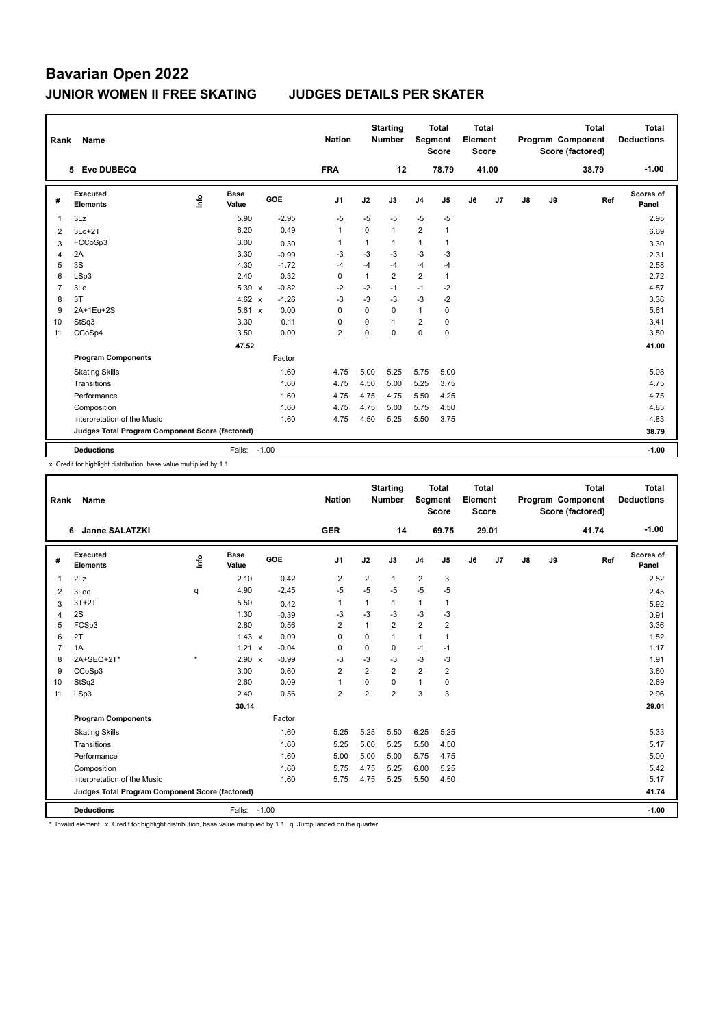# Bavarian Open 2022

## JUNIOR WOMEN II FREE SKATING JUDGES DETAILS PER SKATER

| Rank | Name | Nation | Starting Number | Total Segment Score | Total Element Score | Total Program Component Score (factored) | Total Deductions |
|---|---|---|---|---|---|---|---|
| 5 | Eve DUBECQ | FRA | 12 | 78.79 | 41.00 | 38.79 | -1.00 |

| # | Executed Elements | Info | Base Value | | GOE | J1 | J2 | J3 | J4 | J5 | J6 | J7 | J8 | J9 | Ref | Scores of Panel |
|---|---|---|---|---|---|---|---|---|---|---|---|---|---|---|---|---|
| 1 | 3Lz | | 5.90 | | -2.95 | -5 | -5 | -5 | -5 | -5 | | | | | | 2.95 |
| 2 | 3Lo+2T | | 6.20 | | 0.49 | 1 | 0 | 1 | 2 | 1 | | | | | | 6.69 |
| 3 | FCCoSp3 | | 3.00 | | 0.30 | 1 | 1 | 1 | 1 | 1 | | | | | | 3.30 |
| 4 | 2A | | 3.30 | | -0.99 | -3 | -3 | -3 | -3 | -3 | | | | | | 2.31 |
| 5 | 3S | | 4.30 | | -1.72 | -4 | -4 | -4 | -4 | -4 | | | | | | 2.58 |
| 6 | LSp3 | | 2.40 | | 0.32 | 0 | 1 | 2 | 2 | 1 | | | | | | 2.72 |
| 7 | 3Lo | | 5.39 | x | -0.82 | -2 | -2 | -1 | -1 | -2 | | | | | | 4.57 |
| 8 | 3T | | 4.62 | x | -1.26 | -3 | -3 | -3 | -3 | -2 | | | | | | 3.36 |
| 9 | 2A+1Eu+2S | | 5.61 | x | 0.00 | 0 | 0 | 0 | 1 | 0 | | | | | | 5.61 |
| 10 | StSq3 | | 3.30 | | 0.11 | 0 | 0 | 1 | 2 | 0 | | | | | | 3.41 |
| 11 | CCoSp4 | | 3.50 | | 0.00 | 2 | 0 | 0 | 0 | 0 | | | | | | 3.50 |
| | | | 47.52 | | | | | | | | | | | | | 41.00 |
| | **Program Components** | | | | Factor | | | | | | | | | | | |
| | Skating Skills | | | | 1.60 | 4.75 | 5.00 | 5.25 | 5.75 | 5.00 | | | | | | 5.08 |
| | Transitions | | | | 1.60 | 4.75 | 4.50 | 5.00 | 5.25 | 3.75 | | | | | | 4.75 |
| | Performance | | | | 1.60 | 4.75 | 4.75 | 4.75 | 5.50 | 4.25 | | | | | | 4.75 |
| | Composition | | | | 1.60 | 4.75 | 4.75 | 5.00 | 5.75 | 4.50 | | | | | | 4.83 |
| | Interpretation of the Music | | | | 1.60 | 4.75 | 4.50 | 5.25 | 5.50 | 3.75 | | | | | | 4.83 |
| | **Judges Total Program Component Score (factored)** | | | | | | | | | | | | | | | 38.79 |
| | **Deductions** | | Falls: | | -1.00 | | | | | | | | | | | -1.00 |

x Credit for highlight distribution, base value multiplied by 1.1

| Rank | Name | Nation | Starting Number | Total Segment Score | Total Element Score | Total Program Component Score (factored) | Total Deductions |
|---|---|---|---|---|---|---|---|
| 6 | Janne SALATZKI | GER | 14 | 69.75 | 29.01 | 41.74 | -1.00 |

| # | Executed Elements | Info | Base Value | | GOE | J1 | J2 | J3 | J4 | J5 | J6 | J7 | J8 | J9 | Ref | Scores of Panel |
|---|---|---|---|---|---|---|---|---|---|---|---|---|---|---|---|---|
| 1 | 2Lz | | 2.10 | | 0.42 | 2 | 2 | 1 | 2 | 3 | | | | | | 2.52 |
| 2 | 3Loq | q | 4.90 | | -2.45 | -5 | -5 | -5 | -5 | -5 | | | | | | 2.45 |
| 3 | 3T+2T | | 5.50 | | 0.42 | 1 | 1 | 1 | 1 | 1 | | | | | | 5.92 |
| 4 | 2S | | 1.30 | | -0.39 | -3 | -3 | -3 | -3 | -3 | | | | | | 0.91 |
| 5 | FCSp3 | | 2.80 | | 0.56 | 2 | 1 | 2 | 2 | 2 | | | | | | 3.36 |
| 6 | 2T | | 1.43 | x | 0.09 | 0 | 0 | 1 | 1 | 1 | | | | | | 1.52 |
| 7 | 1A | | 1.21 | x | -0.04 | 0 | 0 | 0 | -1 | -1 | | | | | | 1.17 |
| 8 | 2A+SEQ+2T* | * | 2.90 | x | -0.99 | -3 | -3 | -3 | -3 | -3 | | | | | | 1.91 |
| 9 | CCoSp3 | | 3.00 | | 0.60 | 2 | 2 | 2 | 2 | 2 | | | | | | 3.60 |
| 10 | StSq2 | | 2.60 | | 0.09 | 1 | 0 | 0 | 1 | 0 | | | | | | 2.69 |
| 11 | LSp3 | | 2.40 | | 0.56 | 2 | 2 | 2 | 3 | 3 | | | | | | 2.96 |
| | | | 30.14 | | | | | | | | | | | | | 29.01 |
| | **Program Components** | | | | Factor | | | | | | | | | | | |
| | Skating Skills | | | | 1.60 | 5.25 | 5.25 | 5.50 | 6.25 | 5.25 | | | | | | 5.33 |
| | Transitions | | | | 1.60 | 5.25 | 5.00 | 5.25 | 5.50 | 4.50 | | | | | | 5.17 |
| | Performance | | | | 1.60 | 5.00 | 5.00 | 5.00 | 5.75 | 4.75 | | | | | | 5.00 |
| | Composition | | | | 1.60 | 5.75 | 4.75 | 5.25 | 6.00 | 5.25 | | | | | | 5.42 |
| | Interpretation of the Music | | | | 1.60 | 5.75 | 4.75 | 5.25 | 5.50 | 4.50 | | | | | | 5.17 |
| | **Judges Total Program Component Score (factored)** | | | | | | | | | | | | | | | 41.74 |
| | **Deductions** | | Falls: | | -1.00 | | | | | | | | | | | -1.00 |

\* Invalid element x Credit for highlight distribution, base value multiplied by 1.1 q Jump landed on the quarter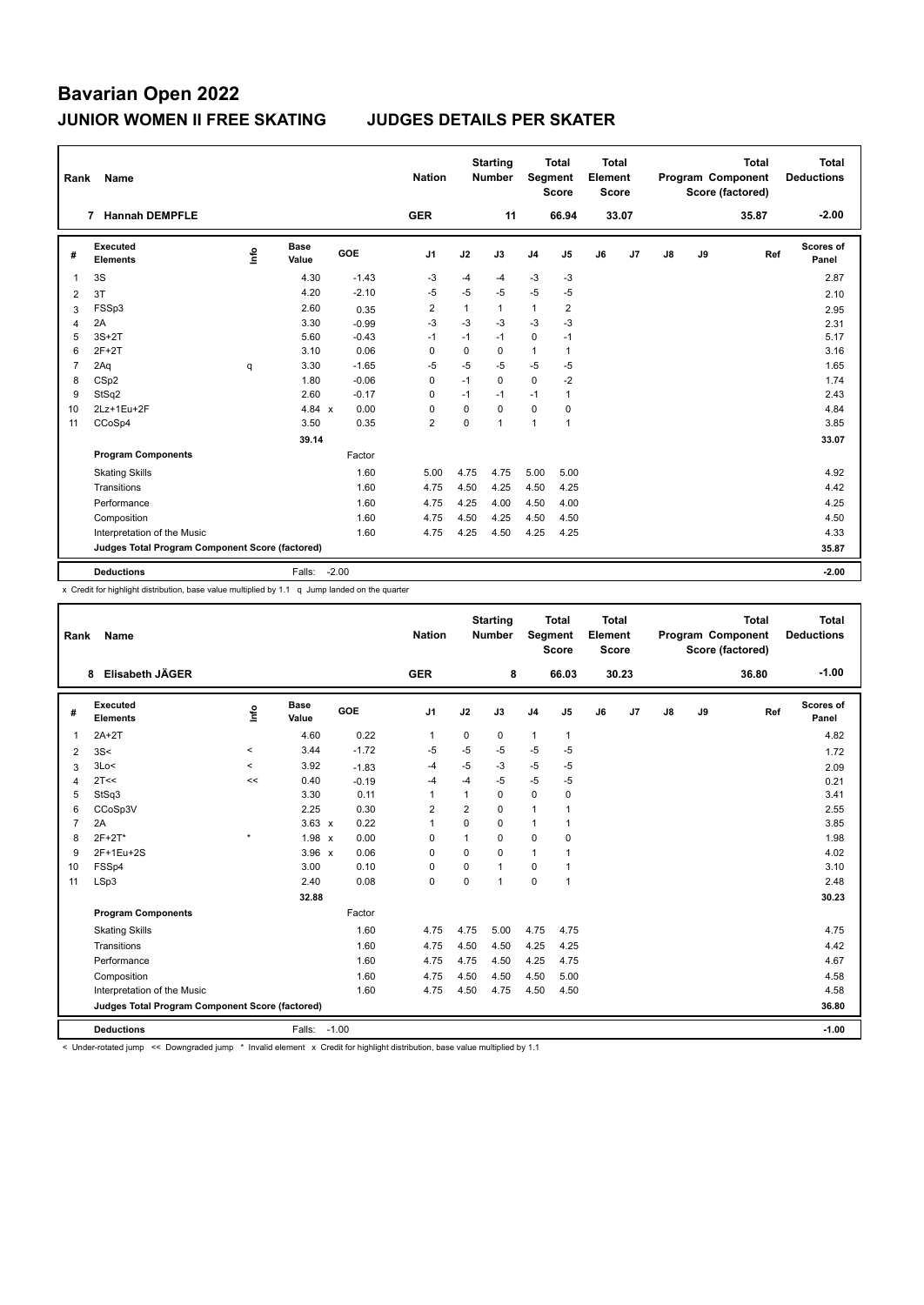# Bavarian Open 2022

## JUNIOR WOMEN II FREE SKATING JUDGES DETAILS PER SKATER

| Rank | Name | Nation | Starting Number | Total Segment Score | Total Element Score | Total Program Component Score (factored) | Total Deductions |
|---|---|---|---|---|---|---|---|
| 7 | Hannah DEMPFLE | GER | 11 | 66.94 | 33.07 | 35.87 | -2.00 |

| # | Executed Elements | Info | Base Value | GOE | J1 | J2 | J3 | J4 | J5 | J6 | J7 | J8 | J9 | Ref | Scores of Panel |
|---|---|---|---|---|---|---|---|---|---|---|---|---|---|---|---|
| 1 | 3S | | 4.30 | -1.43 | -3 | -4 | -4 | -3 | -3 | | | | | | 2.87 |
| 2 | 3T | | 4.20 | -2.10 | -5 | -5 | -5 | -5 | -5 | | | | | | 2.10 |
| 3 | FSSp3 | | 2.60 | 0.35 | 2 | 1 | 1 | 1 | 2 | | | | | | 2.95 |
| 4 | 2A | | 3.30 | -0.99 | -3 | -3 | -3 | -3 | -3 | | | | | | 2.31 |
| 5 | 3S+2T | | 5.60 | -0.43 | -1 | -1 | -1 | 0 | -1 | | | | | | 5.17 |
| 6 | 2F+2T | | 3.10 | 0.06 | 0 | 0 | 0 | 1 | 1 | | | | | | 3.16 |
| 7 | 2Aq | q | 3.30 | -1.65 | -5 | -5 | -5 | -5 | -5 | | | | | | 1.65 |
| 8 | CSp2 | | 1.80 | -0.06 | 0 | -1 | 0 | 0 | -2 | | | | | | 1.74 |
| 9 | StSq2 | | 2.60 | -0.17 | 0 | -1 | -1 | -1 | 1 | | | | | | 2.43 |
| 10 | 2Lz+1Eu+2F | | 4.84 x | 0.00 | 0 | 0 | 0 | 0 | 0 | | | | | | 4.84 |
| 11 | CCoSp4 | | 3.50 | 0.35 | 2 | 0 | 1 | 1 | 1 | | | | | | 3.85 |
| | | | 39.14 | | | | | | | | | | | | 33.07 |
| | **Program Components** | | | Factor | | | | | | | | | | | |
| | Skating Skills | | | 1.60 | 5.00 | 4.75 | 4.75 | 5.00 | 5.00 | | | | | | 4.92 |
| | Transitions | | | 1.60 | 4.75 | 4.50 | 4.25 | 4.50 | 4.25 | | | | | | 4.42 |
| | Performance | | | 1.60 | 4.75 | 4.25 | 4.00 | 4.50 | 4.00 | | | | | | 4.25 |
| | Composition | | | 1.60 | 4.75 | 4.50 | 4.25 | 4.50 | 4.50 | | | | | | 4.50 |
| | Interpretation of the Music | | | 1.60 | 4.75 | 4.25 | 4.50 | 4.25 | 4.25 | | | | | | 4.33 |
| | **Judges Total Program Component Score (factored)** | | | | | | | | | | | | | | 35.87 |
| | **Deductions** | | Falls: | -2.00 | | | | | | | | | | | -2.00 |

x Credit for highlight distribution, base value multiplied by 1.1 q Jump landed on the quarter

| Rank | Name | Nation | Starting Number | Total Segment Score | Total Element Score | Total Program Component Score (factored) | Total Deductions |
|---|---|---|---|---|---|---|---|
| 8 | Elisabeth JÄGER | GER | 8 | 66.03 | 30.23 | 36.80 | -1.00 |

| # | Executed Elements | Info | Base Value | GOE | J1 | J2 | J3 | J4 | J5 | J6 | J7 | J8 | J9 | Ref | Scores of Panel |
|---|---|---|---|---|---|---|---|---|---|---|---|---|---|---|---|
| 1 | 2A+2T | | 4.60 | 0.22 | 1 | 0 | 0 | 1 | 1 | | | | | | 4.82 |
| 2 | 3S< | < | 3.44 | -1.72 | -5 | -5 | -5 | -5 | -5 | | | | | | 1.72 |
| 3 | 3Lo< | < | 3.92 | -1.83 | -4 | -5 | -3 | -5 | -5 | | | | | | 2.09 |
| 4 | 2T<< | << | 0.40 | -0.19 | -4 | -4 | -5 | -5 | -5 | | | | | | 0.21 |
| 5 | StSq3 | | 3.30 | 0.11 | 1 | 1 | 0 | 0 | 0 | | | | | | 3.41 |
| 6 | CCoSp3V | | 2.25 | 0.30 | 2 | 2 | 0 | 1 | 1 | | | | | | 2.55 |
| 7 | 2A | | 3.63 x | 0.22 | 1 | 0 | 0 | 1 | 1 | | | | | | 3.85 |
| 8 | 2F+2T* | * | 1.98 x | 0.00 | 0 | 1 | 0 | 0 | 0 | | | | | | 1.98 |
| 9 | 2F+1Eu+2S | | 3.96 x | 0.06 | 0 | 0 | 0 | 1 | 1 | | | | | | 4.02 |
| 10 | FSSp4 | | 3.00 | 0.10 | 0 | 0 | 1 | 0 | 1 | | | | | | 3.10 |
| 11 | LSp3 | | 2.40 | 0.08 | 0 | 0 | 1 | 0 | 1 | | | | | | 2.48 |
| | | | 32.88 | | | | | | | | | | | | 30.23 |
| | **Program Components** | | | Factor | | | | | | | | | | | |
| | Skating Skills | | | 1.60 | 4.75 | 4.75 | 5.00 | 4.75 | 4.75 | | | | | | 4.75 |
| | Transitions | | | 1.60 | 4.75 | 4.50 | 4.50 | 4.25 | 4.25 | | | | | | 4.42 |
| | Performance | | | 1.60 | 4.75 | 4.75 | 4.50 | 4.25 | 4.75 | | | | | | 4.67 |
| | Composition | | | 1.60 | 4.75 | 4.50 | 4.50 | 4.50 | 5.00 | | | | | | 4.58 |
| | Interpretation of the Music | | | 1.60 | 4.75 | 4.50 | 4.75 | 4.50 | 4.50 | | | | | | 4.58 |
| | **Judges Total Program Component Score (factored)** | | | | | | | | | | | | | | 36.80 |
| | **Deductions** | | Falls: | -1.00 | | | | | | | | | | | -1.00 |

< Under-rotated jump << Downgraded jump * Invalid element x Credit for highlight distribution, base value multiplied by 1.1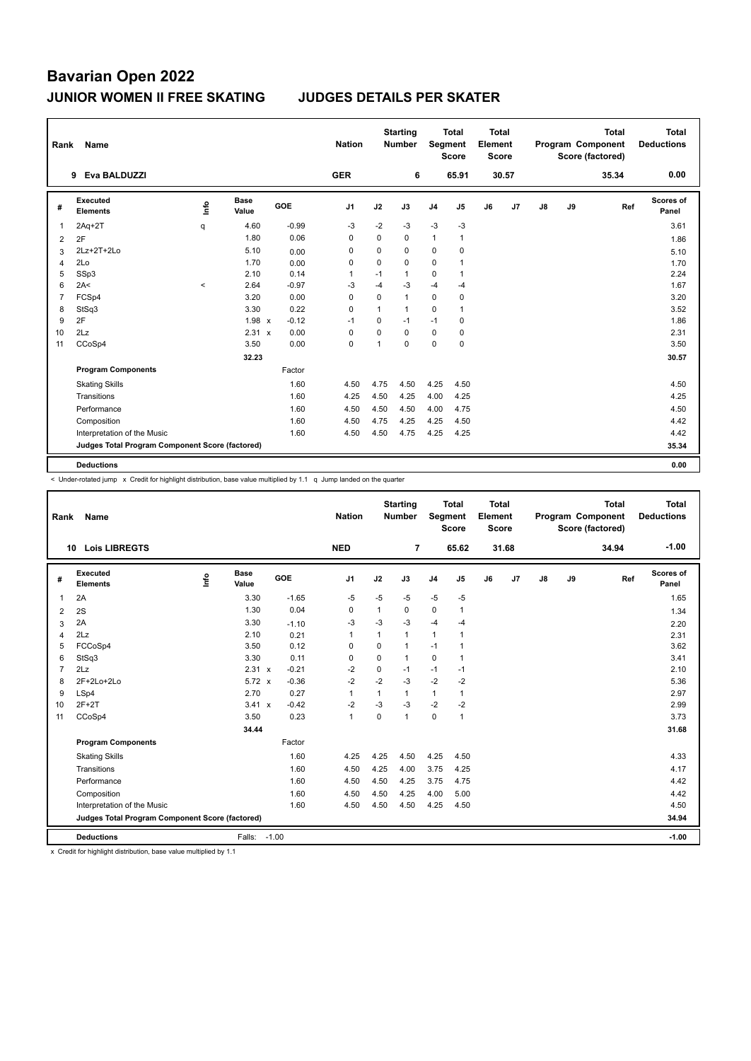# Bavarian Open 2022

## JUNIOR WOMEN II FREE SKATING    JUDGES DETAILS PER SKATER

| Rank | Name | Nation | Starting Number | Total Segment Score | Total Element Score | Total Program Component Score (factored) | Total Deductions |
|---|---|---|---|---|---|---|---|
| 9 | Eva BALDUZZI | GER | 6 | 65.91 | 30.57 | 35.34 | 0.00 |

| # | Executed Elements | Info | Base Value | | GOE | J1 | J2 | J3 | J4 | J5 | J6 | J7 | J8 | J9 | Ref | Scores of Panel |
|---|---|---|---|---|---|---|---|---|---|---|---|---|---|---|---|---|
| 1 | 2Aq+2T | q | 4.60 | | -0.99 | -3 | -2 | -3 | -3 | -3 | | | | | | 3.61 |
| 2 | 2F | | 1.80 | | 0.06 | 0 | 0 | 0 | 1 | 1 | | | | | | 1.86 |
| 3 | 2Lz+2T+2Lo | | 5.10 | | 0.00 | 0 | 0 | 0 | 0 | 0 | | | | | | 5.10 |
| 4 | 2Lo | | 1.70 | | 0.00 | 0 | 0 | 0 | 0 | 1 | | | | | | 1.70 |
| 5 | SSp3 | | 2.10 | | 0.14 | 1 | -1 | 1 | 0 | 1 | | | | | | 2.24 |
| 6 | 2A< | < | 2.64 | | -0.97 | -3 | -4 | -3 | -4 | -4 | | | | | | 1.67 |
| 7 | FCSp4 | | 3.20 | | 0.00 | 0 | 0 | 1 | 0 | 0 | | | | | | 3.20 |
| 8 | StSq3 | | 3.30 | | 0.22 | 0 | 1 | 1 | 0 | 1 | | | | | | 3.52 |
| 9 | 2F | | 1.98 | x | -0.12 | -1 | 0 | -1 | -1 | 0 | | | | | | 1.86 |
| 10 | 2Lz | | 2.31 | x | 0.00 | 0 | 0 | 0 | 0 | 0 | | | | | | 2.31 |
| 11 | CCoSp4 | | 3.50 | | 0.00 | 0 | 1 | 0 | 0 | 0 | | | | | | 3.50 |
| | | | 32.23 | | | | | | | | | | | | | 30.57 |
| | **Program Components** | | | | Factor | | | | | | | | | | | |
| | Skating Skills | | | | 1.60 | 4.50 | 4.75 | 4.50 | 4.25 | 4.50 | | | | | | 4.50 |
| | Transitions | | | | 1.60 | 4.25 | 4.50 | 4.25 | 4.00 | 4.25 | | | | | | 4.25 |
| | Performance | | | | 1.60 | 4.50 | 4.50 | 4.50 | 4.00 | 4.75 | | | | | | 4.50 |
| | Composition | | | | 1.60 | 4.50 | 4.75 | 4.25 | 4.25 | 4.50 | | | | | | 4.42 |
| | Interpretation of the Music | | | | 1.60 | 4.50 | 4.50 | 4.75 | 4.25 | 4.25 | | | | | | 4.42 |
| | **Judges Total Program Component Score (factored)** | | | | | | | | | | | | | | | 35.34 |
| | **Deductions** | | | | | | | | | | | | | | | 0.00 |

< Under-rotated jump x Credit for highlight distribution, base value multiplied by 1.1 q Jump landed on the quarter

| Rank | Name | Nation | Starting Number | Total Segment Score | Total Element Score | Total Program Component Score (factored) | Total Deductions |
|---|---|---|---|---|---|---|---|
| 10 | Lois LIBREGTS | NED | 7 | 65.62 | 31.68 | 34.94 | -1.00 |

| # | Executed Elements | Info | Base Value | | GOE | J1 | J2 | J3 | J4 | J5 | J6 | J7 | J8 | J9 | Ref | Scores of Panel |
|---|---|---|---|---|---|---|---|---|---|---|---|---|---|---|---|---|
| 1 | 2A | | 3.30 | | -1.65 | -5 | -5 | -5 | -5 | -5 | | | | | | 1.65 |
| 2 | 2S | | 1.30 | | 0.04 | 0 | 1 | 0 | 0 | 1 | | | | | | 1.34 |
| 3 | 2A | | 3.30 | | -1.10 | -3 | -3 | -3 | -4 | -4 | | | | | | 2.20 |
| 4 | 2Lz | | 2.10 | | 0.21 | 1 | 1 | 1 | 1 | 1 | | | | | | 2.31 |
| 5 | FCCoSp4 | | 3.50 | | 0.12 | 0 | 0 | 1 | -1 | 1 | | | | | | 3.62 |
| 6 | StSq3 | | 3.30 | | 0.11 | 0 | 0 | 1 | 0 | 1 | | | | | | 3.41 |
| 7 | 2Lz | | 2.31 | x | -0.21 | -2 | 0 | -1 | -1 | -1 | | | | | | 2.10 |
| 8 | 2F+2Lo+2Lo | | 5.72 | x | -0.36 | -2 | -2 | -3 | -2 | -2 | | | | | | 5.36 |
| 9 | LSp4 | | 2.70 | | 0.27 | 1 | 1 | 1 | 1 | 1 | | | | | | 2.97 |
| 10 | 2F+2T | | 3.41 | x | -0.42 | -2 | -3 | -3 | -2 | -2 | | | | | | 2.99 |
| 11 | CCoSp4 | | 3.50 | | 0.23 | 1 | 0 | 1 | 0 | 1 | | | | | | 3.73 |
| | | | 34.44 | | | | | | | | | | | | | 31.68 |
| | **Program Components** | | | | Factor | | | | | | | | | | | |
| | Skating Skills | | | | 1.60 | 4.25 | 4.25 | 4.50 | 4.25 | 4.50 | | | | | | 4.33 |
| | Transitions | | | | 1.60 | 4.50 | 4.25 | 4.00 | 3.75 | 4.25 | | | | | | 4.17 |
| | Performance | | | | 1.60 | 4.50 | 4.50 | 4.25 | 3.75 | 4.75 | | | | | | 4.42 |
| | Composition | | | | 1.60 | 4.50 | 4.50 | 4.25 | 4.00 | 5.00 | | | | | | 4.42 |
| | Interpretation of the Music | | | | 1.60 | 4.50 | 4.50 | 4.50 | 4.25 | 4.50 | | | | | | 4.50 |
| | **Judges Total Program Component Score (factored)** | | | | | | | | | | | | | | | 34.94 |
| | **Deductions** | | Falls: -1.00 | | | | | | | | | | | | | -1.00 |

x Credit for highlight distribution, base value multiplied by 1.1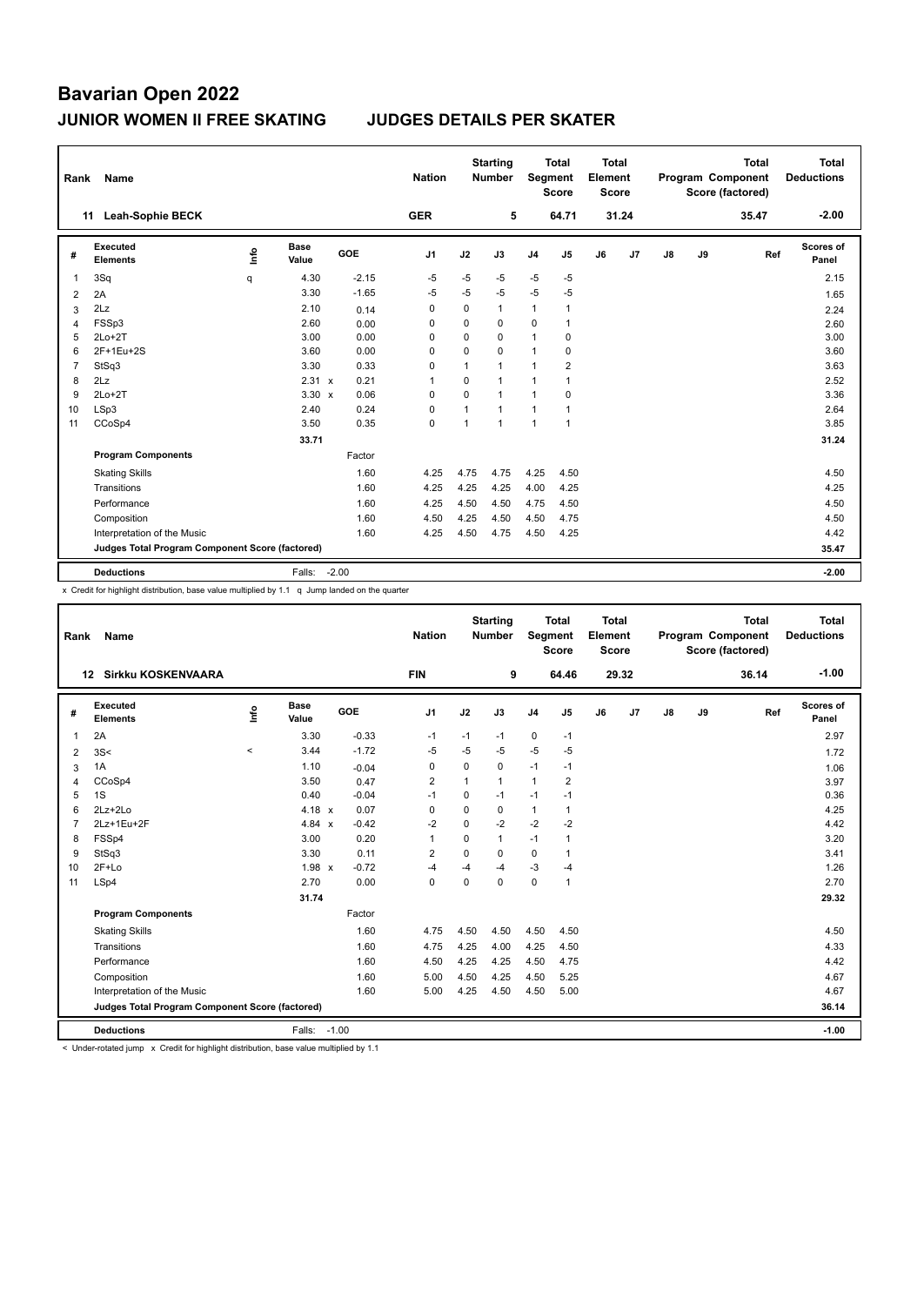# Bavarian Open 2022

## JUNIOR WOMEN II FREE SKATING JUDGES DETAILS PER SKATER

| Rank | Name | Nation | Starting Number | Total Segment Score | Total Element Score | Total Program Component Score (factored) | Total Deductions |
|---|---|---|---|---|---|---|---|
| 11 | Leah-Sophie BECK | GER | 5 | 64.71 | 31.24 | 35.47 | -2.00 |

| # | Executed Elements | Info | Base Value | | GOE | J1 | J2 | J3 | J4 | J5 | J6 | J7 | J8 | J9 | Ref | Scores of Panel |
|---|---|---|---|---|---|---|---|---|---|---|---|---|---|---|---|---|
| 1 | 3Sq | q | 4.30 | | -2.15 | -5 | -5 | -5 | -5 | -5 | | | | | | 2.15 |
| 2 | 2A | | 3.30 | | -1.65 | -5 | -5 | -5 | -5 | -5 | | | | | | 1.65 |
| 3 | 2Lz | | 2.10 | | 0.14 | 0 | 0 | 1 | 1 | 1 | | | | | | 2.24 |
| 4 | FSSp3 | | 2.60 | | 0.00 | 0 | 0 | 0 | 0 | 1 | | | | | | 2.60 |
| 5 | 2Lo+2T | | 3.00 | | 0.00 | 0 | 0 | 0 | 1 | 0 | | | | | | 3.00 |
| 6 | 2F+1Eu+2S | | 3.60 | | 0.00 | 0 | 0 | 0 | 1 | 0 | | | | | | 3.60 |
| 7 | StSq3 | | 3.30 | | 0.33 | 0 | 1 | 1 | 1 | 2 | | | | | | 3.63 |
| 8 | 2Lz | | 2.31 | x | 0.21 | 1 | 0 | 1 | 1 | 1 | | | | | | 2.52 |
| 9 | 2Lo+2T | | 3.30 | x | 0.06 | 0 | 0 | 1 | 1 | 0 | | | | | | 3.36 |
| 10 | LSp3 | | 2.40 | | 0.24 | 0 | 1 | 1 | 1 | 1 | | | | | | 2.64 |
| 11 | CCoSp4 | | 3.50 | | 0.35 | 0 | 1 | 1 | 1 | 1 | | | | | | 3.85 |
| | | | 33.71 | | | | | | | | | | | | | 31.24 |
| | **Program Components** | | | | Factor | | | | | | | | | | | |
| | Skating Skills | | | | 1.60 | 4.25 | 4.75 | 4.75 | 4.25 | 4.50 | | | | | | 4.50 |
| | Transitions | | | | 1.60 | 4.25 | 4.25 | 4.25 | 4.00 | 4.25 | | | | | | 4.25 |
| | Performance | | | | 1.60 | 4.25 | 4.50 | 4.50 | 4.75 | 4.50 | | | | | | 4.50 |
| | Composition | | | | 1.60 | 4.50 | 4.25 | 4.50 | 4.50 | 4.75 | | | | | | 4.50 |
| | Interpretation of the Music | | | | 1.60 | 4.25 | 4.50 | 4.75 | 4.50 | 4.25 | | | | | | 4.42 |
| | **Judges Total Program Component Score (factored)** | | | | | | | | | | | | | | | 35.47 |
| | **Deductions** | | Falls: | -2.00 | | | | | | | | | | | | -2.00 |

x Credit for highlight distribution, base value multiplied by 1.1 q Jump landed on the quarter

| Rank | Name | Nation | Starting Number | Total Segment Score | Total Element Score | Total Program Component Score (factored) | Total Deductions |
|---|---|---|---|---|---|---|---|
| 12 | Sirkku KOSKENVAARA | FIN | 9 | 64.46 | 29.32 | 36.14 | -1.00 |

| # | Executed Elements | Info | Base Value | | GOE | J1 | J2 | J3 | J4 | J5 | J6 | J7 | J8 | J9 | Ref | Scores of Panel |
|---|---|---|---|---|---|---|---|---|---|---|---|---|---|---|---|---|
| 1 | 2A | | 3.30 | | -0.33 | -1 | -1 | -1 | 0 | -1 | | | | | | 2.97 |
| 2 | 3S< | < | 3.44 | | -1.72 | -5 | -5 | -5 | -5 | -5 | | | | | | 1.72 |
| 3 | 1A | | 1.10 | | -0.04 | 0 | 0 | 0 | -1 | -1 | | | | | | 1.06 |
| 4 | CCoSp4 | | 3.50 | | 0.47 | 2 | 1 | 1 | 1 | 2 | | | | | | 3.97 |
| 5 | 1S | | 0.40 | | -0.04 | -1 | 0 | -1 | -1 | -1 | | | | | | 0.36 |
| 6 | 2Lz+2Lo | | 4.18 | x | 0.07 | 0 | 0 | 0 | 1 | 1 | | | | | | 4.25 |
| 7 | 2Lz+1Eu+2F | | 4.84 | x | -0.42 | -2 | 0 | -2 | -2 | -2 | | | | | | 4.42 |
| 8 | FSSp4 | | 3.00 | | 0.20 | 1 | 0 | 1 | -1 | 1 | | | | | | 3.20 |
| 9 | StSq3 | | 3.30 | | 0.11 | 2 | 0 | 0 | 0 | 1 | | | | | | 3.41 |
| 10 | 2F+Lo | | 1.98 | x | -0.72 | -4 | -4 | -4 | -3 | -4 | | | | | | 1.26 |
| 11 | LSp4 | | 2.70 | | 0.00 | 0 | 0 | 0 | 0 | 1 | | | | | | 2.70 |
| | | | 31.74 | | | | | | | | | | | | | 29.32 |
| | **Program Components** | | | | Factor | | | | | | | | | | | |
| | Skating Skills | | | | 1.60 | 4.75 | 4.50 | 4.50 | 4.50 | 4.50 | | | | | | 4.50 |
| | Transitions | | | | 1.60 | 4.75 | 4.25 | 4.00 | 4.25 | 4.50 | | | | | | 4.33 |
| | Performance | | | | 1.60 | 4.50 | 4.25 | 4.25 | 4.50 | 4.75 | | | | | | 4.42 |
| | Composition | | | | 1.60 | 5.00 | 4.50 | 4.25 | 4.50 | 5.25 | | | | | | 4.67 |
| | Interpretation of the Music | | | | 1.60 | 5.00 | 4.25 | 4.50 | 4.50 | 5.00 | | | | | | 4.67 |
| | **Judges Total Program Component Score (factored)** | | | | | | | | | | | | | | | 36.14 |
| | **Deductions** | | Falls: | -1.00 | | | | | | | | | | | | -1.00 |

< Under-rotated jump x Credit for highlight distribution, base value multiplied by 1.1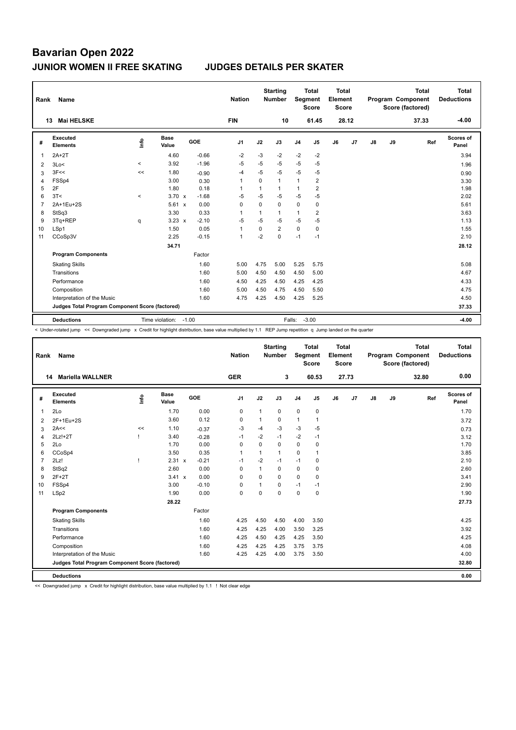# Bavarian Open 2022

## JUNIOR WOMEN II FREE SKATING JUDGES DETAILS PER SKATER

| Rank | Name | Nation | Starting Number | Total Segment Score | Total Element Score | Total Program Component Score (factored) | Total Deductions |
|---|---|---|---|---|---|---|---|
| 13 | Mai HELSKE | FIN | 10 | 61.45 | 28.12 | 37.33 | -4.00 |

| # | Executed Elements | Info | Base Value | | GOE | J1 | J2 | J3 | J4 | J5 | J6 | J7 | J8 | J9 | Ref | Scores of Panel |
|---|---|---|---|---|---|---|---|---|---|---|---|---|---|---|---|---|
| 1 | 2A+2T | | 4.60 | | -0.66 | -2 | -3 | -2 | -2 | -2 | | | | | | 3.94 |
| 2 | 3Lo< | < | 3.92 | | -1.96 | -5 | -5 | -5 | -5 | -5 | | | | | | 1.96 |
| 3 | 3F<< | << | 1.80 | | -0.90 | -4 | -5 | -5 | -5 | -5 | | | | | | 0.90 |
| 4 | FSSp4 | | 3.00 | | 0.30 | 1 | 0 | 1 | 1 | 2 | | | | | | 3.30 |
| 5 | 2F | | 1.80 | | 0.18 | 1 | 1 | 1 | 1 | 2 | | | | | | 1.98 |
| 6 | 3T< | < | 3.70 | x | -1.68 | -5 | -5 | -5 | -5 | -5 | | | | | | 2.02 |
| 7 | 2A+1Eu+2S | | 5.61 | x | 0.00 | 0 | 0 | 0 | 0 | 0 | | | | | | 5.61 |
| 8 | StSq3 | | 3.30 | | 0.33 | 1 | 1 | 1 | 1 | 2 | | | | | | 3.63 |
| 9 | 3Tq+REP | q | 3.23 | x | -2.10 | -5 | -5 | -5 | -5 | -5 | | | | | | 1.13 |
| 10 | LSp1 | | 1.50 | | 0.05 | 1 | 0 | 2 | 0 | 0 | | | | | | 1.55 |
| 11 | CCoSp3V | | 2.25 | | -0.15 | 1 | -2 | 0 | -1 | -1 | | | | | | 2.10 |
| | | | 34.71 | | | | | | | | | | | | | 28.12 |
| | **Program Components** | | | | Factor | | | | | | | | | | | |
| | Skating Skills | | | | 1.60 | 5.00 | 4.75 | 5.00 | 5.25 | 5.75 | | | | | | 5.08 |
| | Transitions | | | | 1.60 | 5.00 | 4.50 | 4.50 | 4.50 | 5.00 | | | | | | 4.67 |
| | Performance | | | | 1.60 | 4.50 | 4.25 | 4.50 | 4.25 | 4.25 | | | | | | 4.33 |
| | Composition | | | | 1.60 | 5.00 | 4.50 | 4.75 | 4.50 | 5.50 | | | | | | 4.75 |
| | Interpretation of the Music | | | | 1.60 | 4.75 | 4.25 | 4.50 | 4.25 | 5.25 | | | | | | 4.50 |
| | **Judges Total Program Component Score (factored)** | | | | | | | | | | | | | | | 37.33 |
| | **Deductions** | | Time violation: | | -1.00 | | | Falls: | -3.00 | | | | | | | -4.00 |

< Under-rotated jump << Downgraded jump x Credit for highlight distribution, base value multiplied by 1.1 REP Jump repetition q Jump landed on the quarter

| Rank | Name | Nation | Starting Number | Total Segment Score | Total Element Score | Total Program Component Score (factored) | Total Deductions |
|---|---|---|---|---|---|---|---|
| 14 | Mariella WALLNER | GER | 3 | 60.53 | 27.73 | 32.80 | 0.00 |

| # | Executed Elements | Info | Base Value | | GOE | J1 | J2 | J3 | J4 | J5 | J6 | J7 | J8 | J9 | Ref | Scores of Panel |
|---|---|---|---|---|---|---|---|---|---|---|---|---|---|---|---|---|
| 1 | 2Lo | | 1.70 | | 0.00 | 0 | 1 | 0 | 0 | 0 | | | | | | 1.70 |
| 2 | 2F+1Eu+2S | | 3.60 | | 0.12 | 0 | 1 | 0 | 1 | 1 | | | | | | 3.72 |
| 3 | 2A<< | << | 1.10 | | -0.37 | -3 | -4 | -3 | -3 | -5 | | | | | | 0.73 |
| 4 | 2Lz!+2T | ! | 3.40 | | -0.28 | -1 | -2 | -1 | -2 | -1 | | | | | | 3.12 |
| 5 | 2Lo | | 1.70 | | 0.00 | 0 | 0 | 0 | 0 | 0 | | | | | | 1.70 |
| 6 | CCoSp4 | | 3.50 | | 0.35 | 1 | 1 | 1 | 0 | 1 | | | | | | 3.85 |
| 7 | 2Lz! | ! | 2.31 | x | -0.21 | -1 | -2 | -1 | -1 | 0 | | | | | | 2.10 |
| 8 | StSq2 | | 2.60 | | 0.00 | 0 | 1 | 0 | 0 | 0 | | | | | | 2.60 |
| 9 | 2F+2T | | 3.41 | x | 0.00 | 0 | 0 | 0 | 0 | 0 | | | | | | 3.41 |
| 10 | FSSp4 | | 3.00 | | -0.10 | 0 | 1 | 0 | -1 | -1 | | | | | | 2.90 |
| 11 | LSp2 | | 1.90 | | 0.00 | 0 | 0 | 0 | 0 | 0 | | | | | | 1.90 |
| | | | 28.22 | | | | | | | | | | | | | 27.73 |
| | **Program Components** | | | | Factor | | | | | | | | | | | |
| | Skating Skills | | | | 1.60 | 4.25 | 4.50 | 4.50 | 4.00 | 3.50 | | | | | | 4.25 |
| | Transitions | | | | 1.60 | 4.25 | 4.25 | 4.00 | 3.50 | 3.25 | | | | | | 3.92 |
| | Performance | | | | 1.60 | 4.25 | 4.50 | 4.25 | 4.25 | 3.50 | | | | | | 4.25 |
| | Composition | | | | 1.60 | 4.25 | 4.25 | 4.25 | 3.75 | 3.75 | | | | | | 4.08 |
| | Interpretation of the Music | | | | 1.60 | 4.25 | 4.25 | 4.00 | 3.75 | 3.50 | | | | | | 4.00 |
| | **Judges Total Program Component Score (factored)** | | | | | | | | | | | | | | | 32.80 |
| | **Deductions** | | | | | | | | | | | | | | | 0.00 |

<< Downgraded jump x Credit for highlight distribution, base value multiplied by 1.1 ! Not clear edge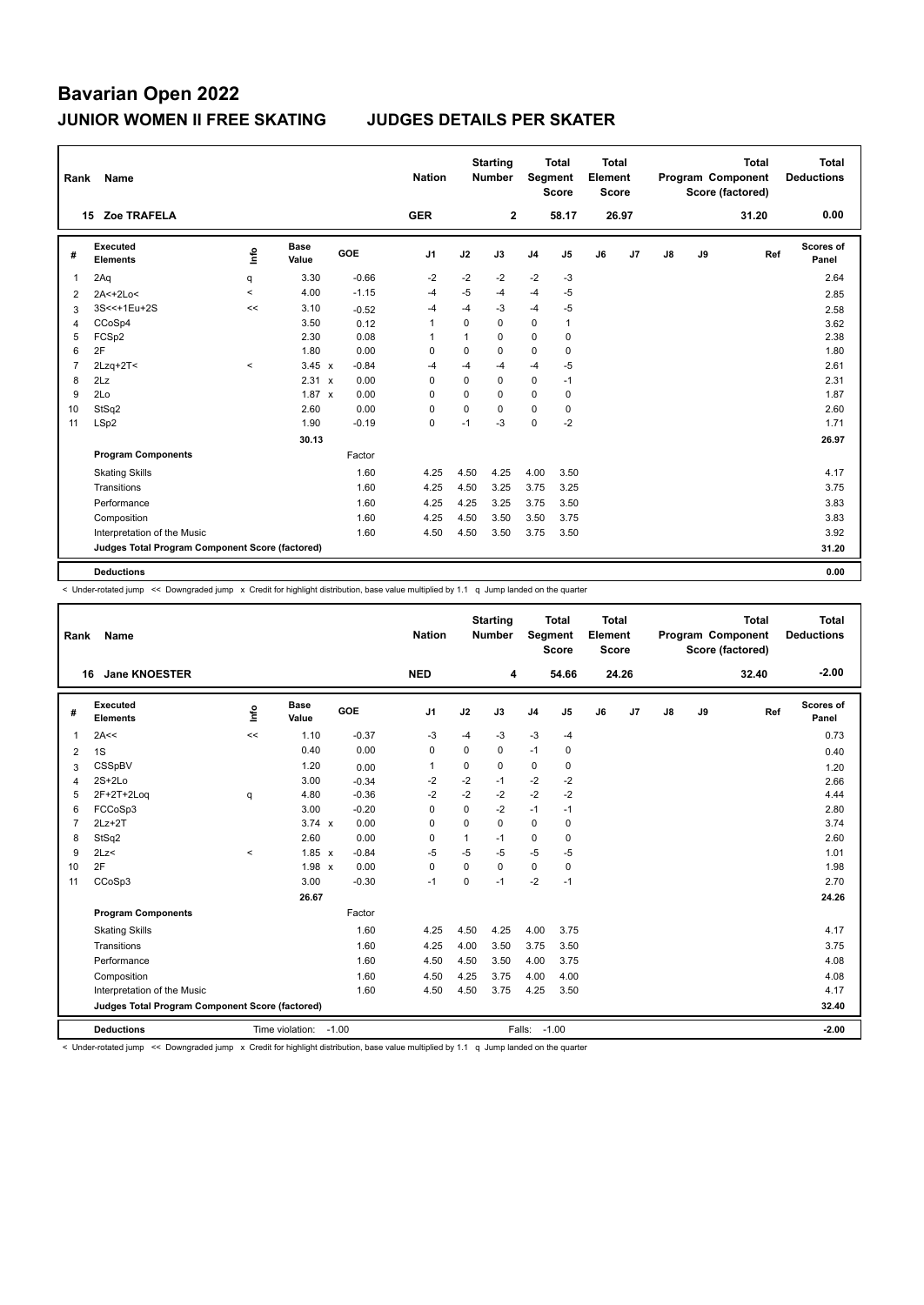# Bavarian Open 2022

## JUNIOR WOMEN II FREE SKATING JUDGES DETAILS PER SKATER

| Rank | Name | Nation | Starting Number | Total Segment Score | Total Element Score | Total Program Component Score (factored) | Total Deductions |
|---|---|---|---|---|---|---|---|
| 15 | Zoe TRAFELA | GER | 2 | 58.17 | 26.97 | 31.20 | 0.00 |

| # | Executed Elements | Info | Base Value | | GOE | J1 | J2 | J3 | J4 | J5 | J6 | J7 | J8 | J9 | Ref | Scores of Panel |
|---|---|---|---|---|---|---|---|---|---|---|---|---|---|---|---|---|
| 1 | 2Aq | q | 3.30 | | -0.66 | -2 | -2 | -2 | -2 | -3 | | | | | | 2.64 |
| 2 | 2A<+2Lo< | < | 4.00 | | -1.15 | -4 | -5 | -4 | -4 | -5 | | | | | | 2.85 |
| 3 | 3S<<+1Eu+2S | << | 3.10 | | -0.52 | -4 | -4 | -3 | -4 | -5 | | | | | | 2.58 |
| 4 | CCoSp4 | | 3.50 | | 0.12 | 1 | 0 | 0 | 0 | 1 | | | | | | 3.62 |
| 5 | FCSp2 | | 2.30 | | 0.08 | 1 | 1 | 0 | 0 | 0 | | | | | | 2.38 |
| 6 | 2F | | 1.80 | | 0.00 | 0 | 0 | 0 | 0 | 0 | | | | | | 1.80 |
| 7 | 2Lzq+2T< | < | 3.45 | x | -0.84 | -4 | -4 | -4 | -4 | -5 | | | | | | 2.61 |
| 8 | 2Lz | | 2.31 | x | 0.00 | 0 | 0 | 0 | 0 | -1 | | | | | | 2.31 |
| 9 | 2Lo | | 1.87 | x | 0.00 | 0 | 0 | 0 | 0 | 0 | | | | | | 1.87 |
| 10 | StSq2 | | 2.60 | | 0.00 | 0 | 0 | 0 | 0 | 0 | | | | | | 2.60 |
| 11 | LSp2 | | 1.90 | | -0.19 | 0 | -1 | -3 | 0 | -2 | | | | | | 1.71 |
| | | | 30.13 | | | | | | | | | | | | | 26.97 |
| | **Program Components** | | | | Factor | | | | | | | | | | | |
| | Skating Skills | | | | 1.60 | 4.25 | 4.50 | 4.25 | 4.00 | 3.50 | | | | | | 4.17 |
| | Transitions | | | | 1.60 | 4.25 | 4.50 | 3.25 | 3.75 | 3.25 | | | | | | 3.75 |
| | Performance | | | | 1.60 | 4.25 | 4.25 | 3.25 | 3.75 | 3.50 | | | | | | 3.83 |
| | Composition | | | | 1.60 | 4.25 | 4.50 | 3.50 | 3.50 | 3.75 | | | | | | 3.83 |
| | Interpretation of the Music | | | | 1.60 | 4.50 | 4.50 | 3.50 | 3.75 | 3.50 | | | | | | 3.92 |
| | **Judges Total Program Component Score (factored)** | | | | | | | | | | | | | | | 31.20 |
| | **Deductions** | | | | | | | | | | | | | | | 0.00 |

< Under-rotated jump << Downgraded jump x Credit for highlight distribution, base value multiplied by 1.1 q Jump landed on the quarter

| Rank | Name | Nation | Starting Number | Total Segment Score | Total Element Score | Total Program Component Score (factored) | Total Deductions |
|---|---|---|---|---|---|---|---|
| 16 | Jane KNOESTER | NED | 4 | 54.66 | 24.26 | 32.40 | -2.00 |

| # | Executed Elements | Info | Base Value | | GOE | J1 | J2 | J3 | J4 | J5 | J6 | J7 | J8 | J9 | Ref | Scores of Panel |
|---|---|---|---|---|---|---|---|---|---|---|---|---|---|---|---|---|
| 1 | 2A<< | << | 1.10 | | -0.37 | -3 | -4 | -3 | -3 | -4 | | | | | | 0.73 |
| 2 | 1S | | 0.40 | | 0.00 | 0 | 0 | 0 | -1 | 0 | | | | | | 0.40 |
| 3 | CSSpBV | | 1.20 | | 0.00 | 1 | 0 | 0 | 0 | 0 | | | | | | 1.20 |
| 4 | 2S+2Lo | | 3.00 | | -0.34 | -2 | -2 | -1 | -2 | -2 | | | | | | 2.66 |
| 5 | 2F+2T+2Loq | q | 4.80 | | -0.36 | -2 | -2 | -2 | -2 | -2 | | | | | | 4.44 |
| 6 | FCCoSp3 | | 3.00 | | -0.20 | 0 | 0 | -2 | -1 | -1 | | | | | | 2.80 |
| 7 | 2Lz+2T | | 3.74 | x | 0.00 | 0 | 0 | 0 | 0 | 0 | | | | | | 3.74 |
| 8 | StSq2 | | 2.60 | | 0.00 | 0 | 1 | -1 | 0 | 0 | | | | | | 2.60 |
| 9 | 2Lz< | < | 1.85 | x | -0.84 | -5 | -5 | -5 | -5 | -5 | | | | | | 1.01 |
| 10 | 2F | | 1.98 | x | 0.00 | 0 | 0 | 0 | 0 | 0 | | | | | | 1.98 |
| 11 | CCoSp3 | | 3.00 | | -0.30 | -1 | 0 | -1 | -2 | -1 | | | | | | 2.70 |
| | | | 26.67 | | | | | | | | | | | | | 24.26 |
| | **Program Components** | | | | Factor | | | | | | | | | | | |
| | Skating Skills | | | | 1.60 | 4.25 | 4.50 | 4.25 | 4.00 | 3.75 | | | | | | 4.17 |
| | Transitions | | | | 1.60 | 4.25 | 4.00 | 3.50 | 3.75 | 3.50 | | | | | | 3.75 |
| | Performance | | | | 1.60 | 4.50 | 4.50 | 3.50 | 4.00 | 3.75 | | | | | | 4.08 |
| | Composition | | | | 1.60 | 4.50 | 4.25 | 3.75 | 4.00 | 4.00 | | | | | | 4.08 |
| | Interpretation of the Music | | | | 1.60 | 4.50 | 4.50 | 3.75 | 4.25 | 3.50 | | | | | | 4.17 |
| | **Judges Total Program Component Score (factored)** | | | | | | | | | | | | | | | 32.40 |
| | **Deductions** | Time violation: | -1.00 | | | | | Falls: | -1.00 | | | | | | | -2.00 |

< Under-rotated jump << Downgraded jump x Credit for highlight distribution, base value multiplied by 1.1 q Jump landed on the quarter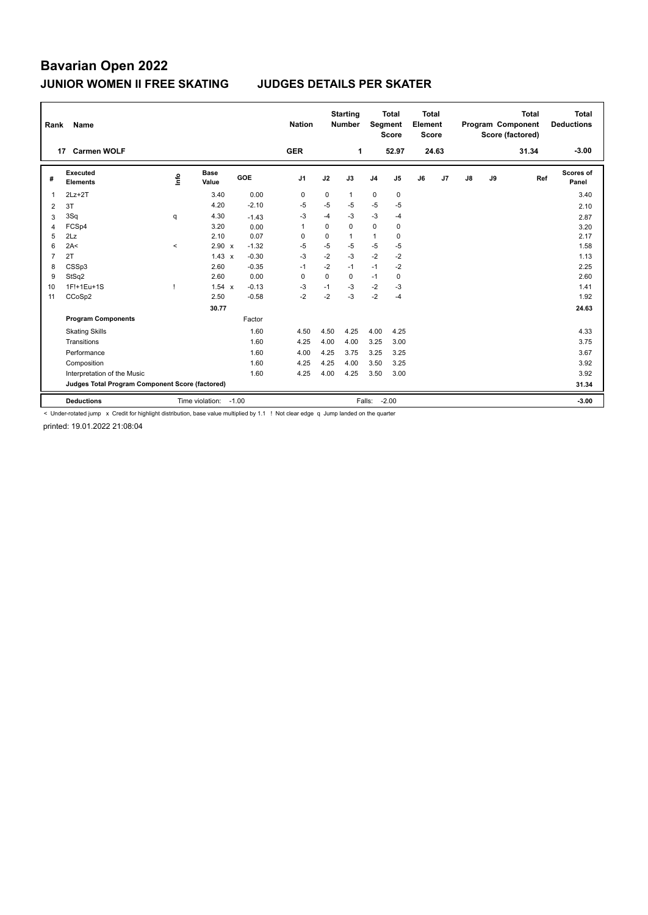# Bavarian Open 2022

## JUNIOR WOMEN II FREE SKATING JUDGES DETAILS PER SKATER

| Rank | Name | Nation | Starting Number | Total Segment Score | Total Element Score | Total Program Component Score (factored) | Total Deductions |
|---|---|---|---|---|---|---|---|
| 17 | Carmen WOLF | GER | 1 | 52.97 | 24.63 | 31.34 | -3.00 |

| # | Executed Elements | Info | Base Value | | GOE | J1 | J2 | J3 | J4 | J5 | J6 | J7 | J8 | J9 | Ref | Scores of Panel |
|---|---|---|---|---|---|---|---|---|---|---|---|---|---|---|---|---|
| 1 | 2Lz+2T | | 3.40 | | 0.00 | 0 | 0 | 1 | 0 | 0 | | | | | | 3.40 |
| 2 | 3T | | 4.20 | | -2.10 | -5 | -5 | -5 | -5 | -5 | | | | | | 2.10 |
| 3 | 3Sq | q | 4.30 | | -1.43 | -3 | -4 | -3 | -3 | -4 | | | | | | 2.87 |
| 4 | FCSp4 | | 3.20 | | 0.00 | 1 | 0 | 0 | 0 | 0 | | | | | | 3.20 |
| 5 | 2Lz | | 2.10 | | 0.07 | 0 | 0 | 1 | 1 | 0 | | | | | | 2.17 |
| 6 | 2A< | < | 2.90 | x | -1.32 | -5 | -5 | -5 | -5 | -5 | | | | | | 1.58 |
| 7 | 2T | | 1.43 | x | -0.30 | -3 | -2 | -3 | -2 | -2 | | | | | | 1.13 |
| 8 | CSSp3 | | 2.60 | | -0.35 | -1 | -2 | -1 | -1 | -2 | | | | | | 2.25 |
| 9 | StSq2 | | 2.60 | | 0.00 | 0 | 0 | 0 | -1 | 0 | | | | | | 2.60 |
| 10 | 1F!+1Eu+1S | ! | 1.54 | x | -0.13 | -3 | -1 | -3 | -2 | -3 | | | | | | 1.41 |
| 11 | CCoSp2 | | 2.50 | | -0.58 | -2 | -2 | -3 | -2 | -4 | | | | | | 1.92 |
| | | | 30.77 | | | | | | | | | | | | | 24.63 |
| | **Program Components** | | | | Factor | | | | | | | | | | | |
| | Skating Skills | | | | 1.60 | 4.50 | 4.50 | 4.25 | 4.00 | 4.25 | | | | | | 4.33 |
| | Transitions | | | | 1.60 | 4.25 | 4.00 | 4.00 | 3.25 | 3.00 | | | | | | 3.75 |
| | Performance | | | | 1.60 | 4.00 | 4.25 | 3.75 | 3.25 | 3.25 | | | | | | 3.67 |
| | Composition | | | | 1.60 | 4.25 | 4.25 | 4.00 | 3.50 | 3.25 | | | | | | 3.92 |
| | Interpretation of the Music | | | | 1.60 | 4.25 | 4.00 | 4.25 | 3.50 | 3.00 | | | | | | 3.92 |
| | **Judges Total Program Component Score (factored)** | | | | | | | | | | | | | | | 31.34 |
| | **Deductions** | | Time violation: | | -1.00 | | | Falls: | -2.00 | | | | | | | -3.00 |

< Under-rotated jump x Credit for highlight distribution, base value multiplied by 1.1 ! Not clear edge q Jump landed on the quarter

printed: 19.01.2022 21:08:04